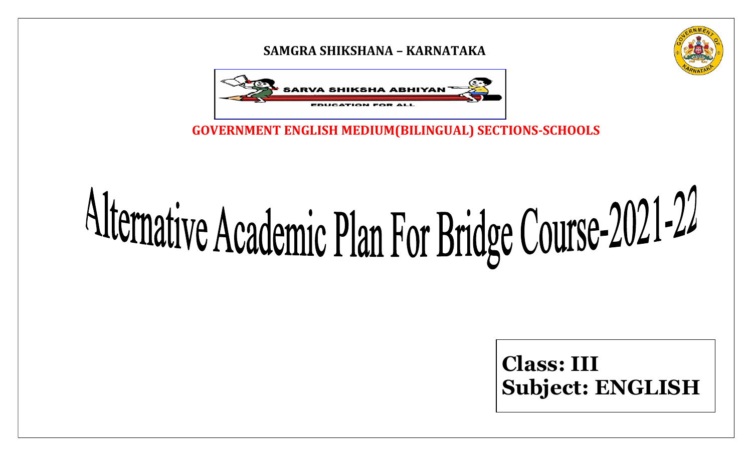**SAMGRA SHIKSHANA – KARNATAKA**

SARVA SHIKSHA ABHIYAN

EDUCATION FOR ALL

**GOVERNMENT ENGLISH MEDIUM(BILINGUAL) SECTIONS-SCHOOLS**

# Alternative Academic Plan For Bridge Course-2021-22

**Class: III**
**Subject: ENGLISH**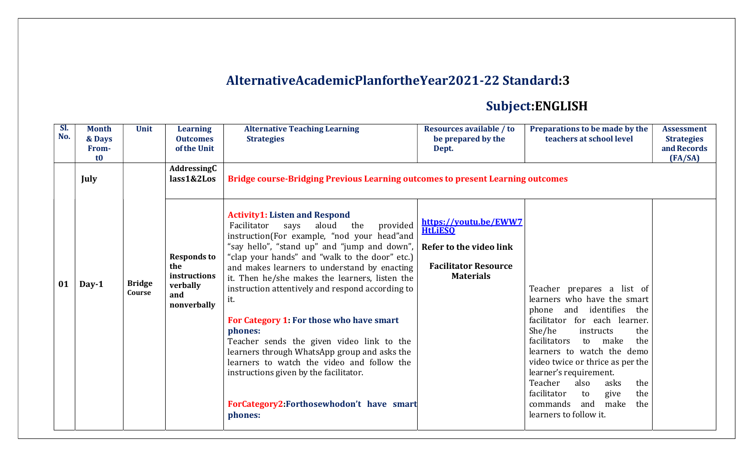## AlternativeAcademicPlanfortheYear2021-22 Standard:3

### Subject:ENGLISH

| Sl. No. | Month & Days From-t0 | Unit | Learning Outcomes of the Unit | Alternative Teaching Learning Strategies | Resources available / to be prepared by the Dept. | Preparations to be made by the teachers at school level | Assessment Strategies and Records (FA/SA) |
|---|---|---|---|---|---|---|---|
| | July | | AddressingClass1&2Los | **Bridge course-Bridging Previous Learning outcomes to present Learning outcomes** | | | |
| 01 | Day-1 | Bridge Course | Responds to the instructions verbally and nonverbally | **Activity1: Listen and Respond**<br>Facilitator says aloud the provided instruction(For example, "nod your head"and "say hello", "stand up" and "jump and down", "clap your hands" and "walk to the door" etc.) and makes learners to understand by enacting it. Then he/she makes the learners, listen the instruction attentively and respond according to it.<br><br>**For Category 1: For those who have smart phones:**<br>Teacher sends the given video link to the learners through WhatsApp group and asks the learners to watch the video and follow the instructions given by the facilitator.<br><br>**ForCategory2:Forthosewhodon't have smart phones:** | https://youtu.be/EWW7HtLiESQ<br><br>**Refer to the video link**<br><br>**Facilitator Resource Materials** | Teacher prepares a list of learners who have the smart phone and identifies the facilitator for each learner. She/he instructs the facilitators to make the learners to watch the demo video twice or thrice as per the learner's requirement.<br>Teacher also asks the facilitator to give the commands and make the learners to follow it. | |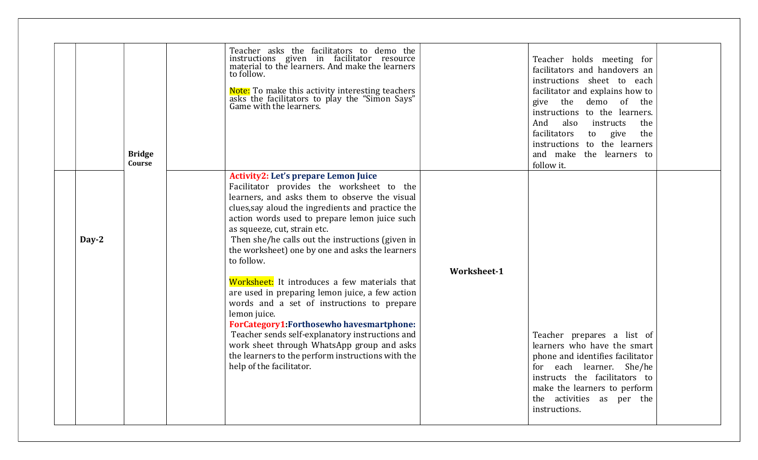|  |  |  |  |  |  |  |  |
|---|---|---|---|---|---|---|---|
|  |  | **Bridge Course** |  | Teacher asks the facilitators to demo the instructions given in facilitator resource material to the learners. And make the learners to follow.<br><br>Note: To make this activity interesting teachers asks the facilitators to play the “Simon Says” Game with the learners. |  | Teacher holds meeting for facilitators and handovers an instructions sheet to each facilitator and explains how to give the demo of the instructions to the learners. And also instructs the facilitators to give the instructions to the learners and make the learners to follow it. |  |
|  | **Day-2** |  |  | **Activity2: Let’s prepare Lemon Juice**<br>Facilitator provides the worksheet to the learners, and asks them to observe the visual clues,say aloud the ingredients and practice the action words used to prepare lemon juice such as squeeze, cut, strain etc.<br>Then she/he calls out the instructions (given in the worksheet) one by one and asks the learners to follow.<br><br>Worksheet: It introduces a few materials that are used in preparing lemon juice, a few action words and a set of instructions to prepare lemon juice.<br>**ForCategory1:Forthosewho havesmartphone:**<br>Teacher sends self-explanatory instructions and work sheet through WhatsApp group and asks the learners to the perform instructions with the help of the facilitator. | **Worksheet-1** | Teacher prepares a list of learners who have the smart phone and identifies facilitator for each learner. She/he instructs the facilitators to make the learners to perform the activities as per the instructions. |  |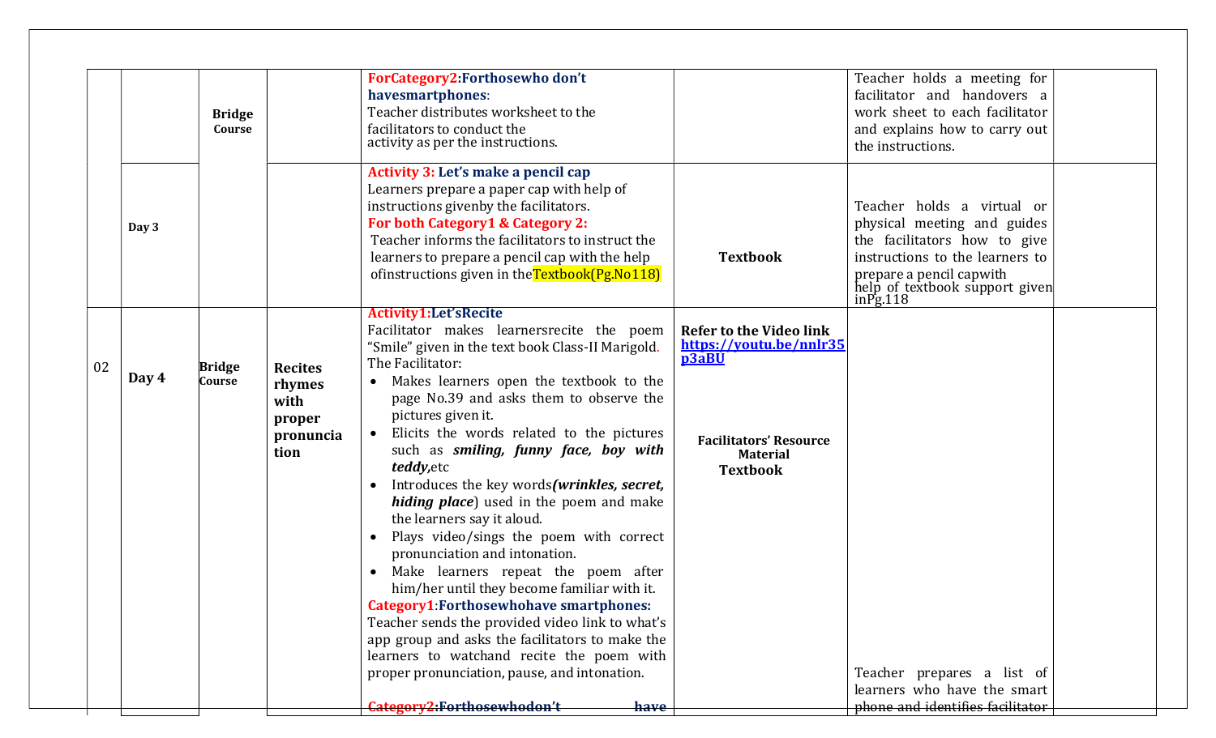| | | | | | | | |
|---|---|---|---|---|---|---|---|
| | | **Bridge Course** | | **ForCategory2:Forthosewho don't havesmartphones**:<br>Teacher distributes worksheet to the facilitators to conduct the activity as per the instructions. | | Teacher holds a meeting for facilitator and handovers a work sheet to each facilitator and explains how to carry out the instructions. | |
| | **Day 3** | | | **Activity 3: Let's make a pencil cap**<br>Learners prepare a paper cap with help of instructions givenby the facilitators.<br>**For both Category1 & Category 2:**<br>Teacher informs the facilitators to instruct the learners to prepare a pencil cap with the help ofinstructions given in theTextbook(Pg.No118) | **Textbook** | Teacher holds a virtual or physical meeting and guides the facilitators how to give instructions to the learners to prepare a pencil capwith help of textbook support given inPg.118 | |
| 02 | **Day 4** | **Bridge Course** | **Recites rhymes with proper pronunciation** | **Activity1:Let'sRecite**<br>Facilitator makes learnersrecite the poem "Smile" given in the text book Class-II Marigold. The Facilitator:<br>• Makes learners open the textbook to the page No.39 and asks them to observe the pictures given it.<br>• Elicits the words related to the pictures such as ***smiling, funny face, boy with teddy,***etc<br>• Introduces the key words***(wrinkles, secret, hiding place***) used in the poem and make the learners say it aloud.<br>• Plays video/sings the poem with correct pronunciation and intonation.<br>• Make learners repeat the poem after him/her until they become familiar with it.<br>**Category1:Forthosewhohave smartphones:**<br>Teacher sends the provided video link to what's app group and asks the facilitators to make the learners to watchand recite the poem with proper pronunciation, pause, and intonation.<br>**Category2:Forthosewhodon't have** | **Refer to the Video link** **https://youtu.be/nnlr35p3aBU**<br><br>**Facilitators' Resource Material**<br>**Textbook** | Teacher prepares a list of learners who have the smart phone and identifies facilitator | |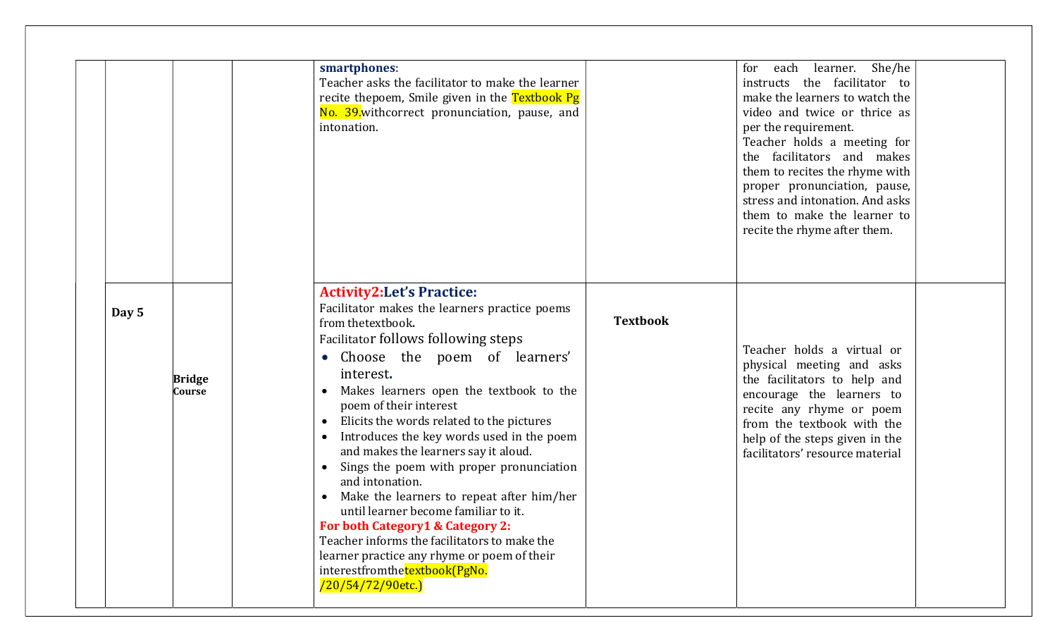| | | | | | | | |
|---|---|---|---|---|---|---|---|
| | | | | **smartphones**:<br>Teacher asks the facilitator to make the learner recite thepoem, Smile given in the Textbook Pg No. 39.withcorrect pronunciation, pause, and intonation. | | for each learner. She/he instructs the facilitator to make the learners to watch the video and twice or thrice as per the requirement.<br>Teacher holds a meeting for the facilitators and makes them to recites the rhyme with proper pronunciation, pause, stress and intonation. And asks them to make the learner to recite the rhyme after them. | |
| | **Day 5** | **Bridge Course** | | **Activity2:Let's Practice:**<br>Facilitator makes the learners practice poems from thetextbook.<br>Facilitator follows following steps<br>• Choose the poem of learners' interest.<br>• Makes learners open the textbook to the poem of their interest<br>• Elicits the words related to the pictures<br>• Introduces the key words used in the poem and makes the learners say it aloud.<br>• Sings the poem with proper pronunciation and intonation.<br>• Make the learners to repeat after him/her until learner become familiar to it.<br>**For both Category1 & Category 2:**<br>Teacher informs the facilitators to make the learner practice any rhyme or poem of their interestfromthetextbook(PgNo. /20/54/72/90etc.) | **Textbook** | Teacher holds a virtual or physical meeting and asks the facilitators to help and encourage the learners to recite any rhyme or poem from the textbook with the help of the steps given in the facilitators' resource material | |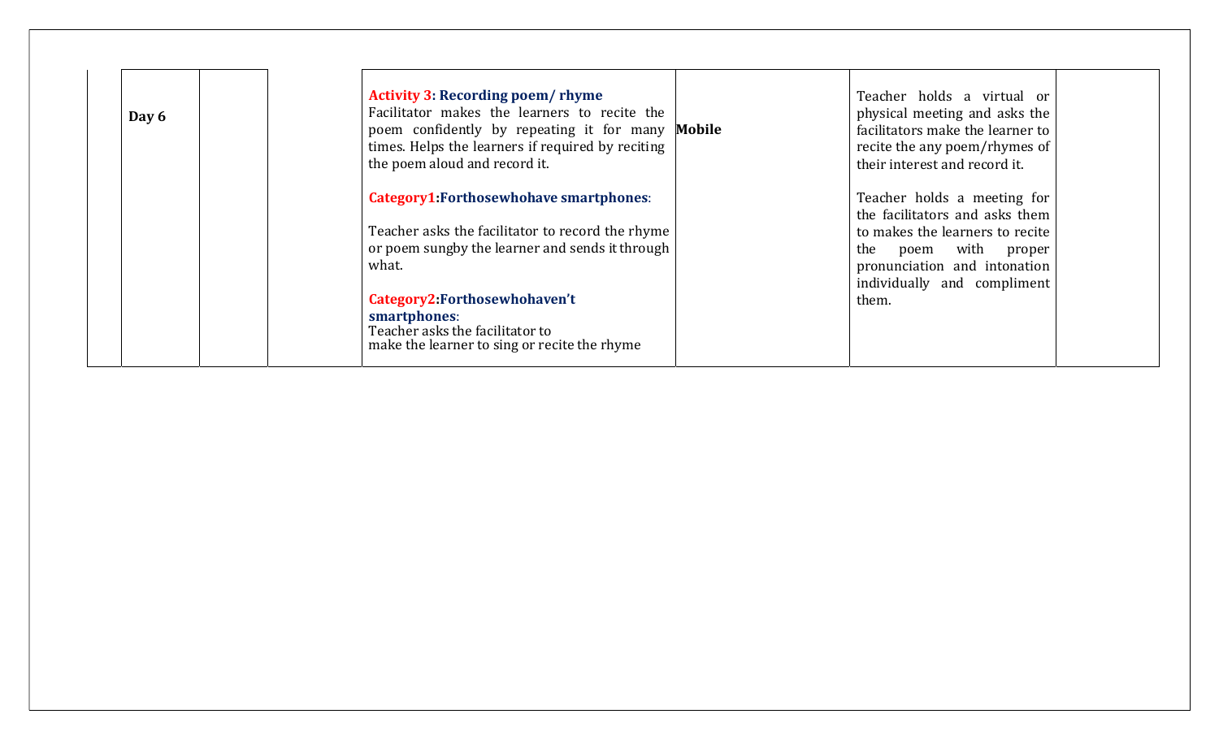|  | Day 6 |  |  | **Activity 3: Recording poem/ rhyme**<br>Facilitator makes the learners to recite the poem confidently by repeating it for many times. Helps the learners if required by reciting the poem aloud and record it.<br><br>**Category1:Forthosewhohave smartphones**:<br><br>Teacher asks the facilitator to record the rhyme or poem sungby the learner and sends it through what.<br><br>**Category2:Forthosewhohaven't smartphones**:<br>Teacher asks the facilitator to make the learner to sing or recite the rhyme | **Mobile** | Teacher holds a virtual or physical meeting and asks the facilitators make the learner to recite the any poem/rhymes of their interest and record it.<br><br>Teacher holds a meeting for the facilitators and asks them to makes the learners to recite the poem with proper pronunciation and intonation individually and compliment them. |  |
|---|---|---|---|---|---|---|---|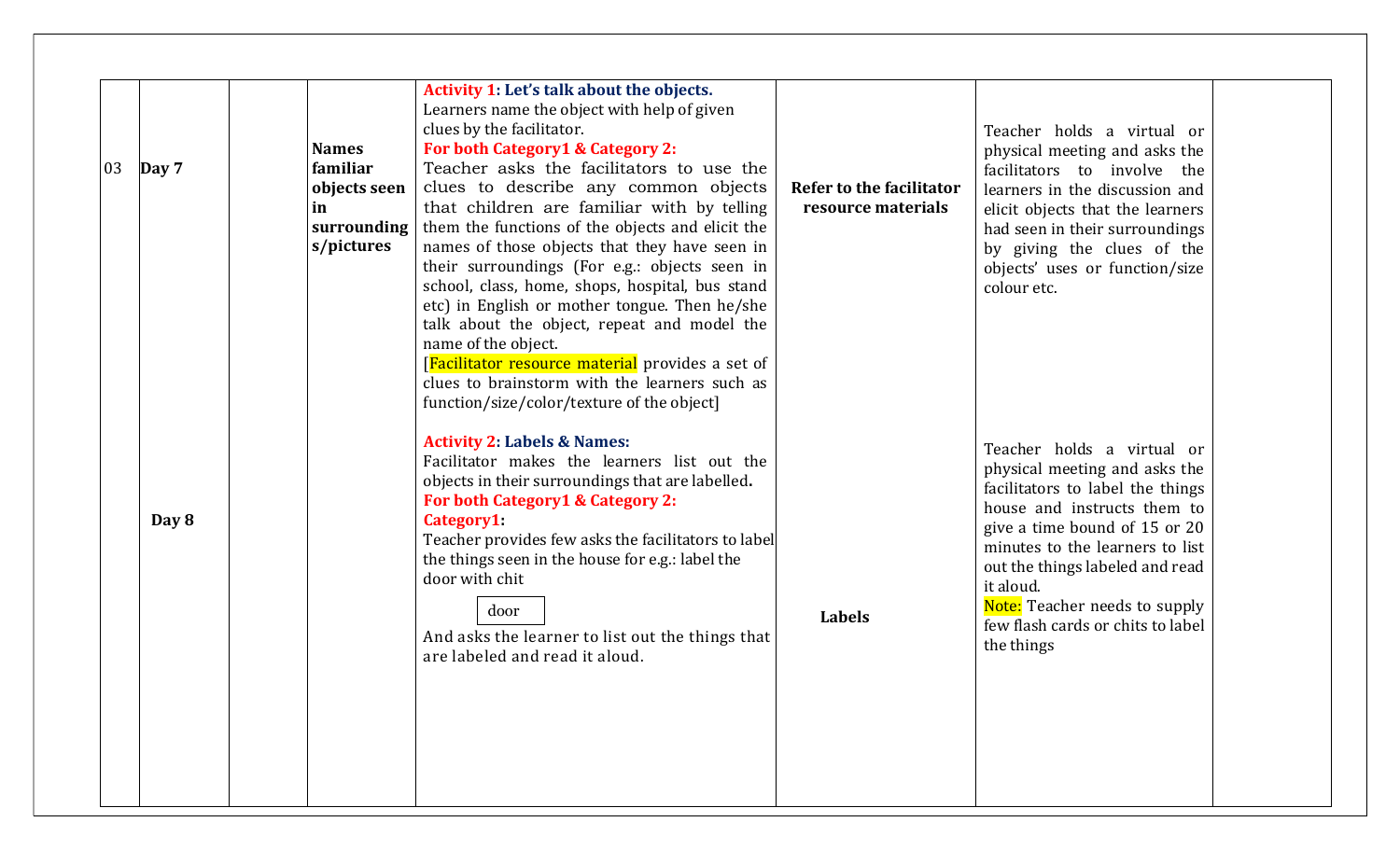| | | | | | | | |
|---|---|---|---|---|---|---|---|
| 03 | **Day 7** | | **Names familiar objects seen in surroundings/pictures** | **Activity 1: Let's talk about the objects.** Learners name the object with help of given clues by the facilitator. **For both Category1 & Category 2:** Teacher asks the facilitators to use the clues to describe any common objects that children are familiar with by telling them the functions of the objects and elicit the names of those objects that they have seen in their surroundings (For e.g.: objects seen in school, class, home, shops, hospital, bus stand etc) in English or mother tongue. Then he/she talk about the object, repeat and model the name of the object. [Facilitator resource material provides a set of clues to brainstorm with the learners such as function/size/color/texture of the object] | **Refer to the facilitator resource materials** | Teacher holds a virtual or physical meeting and asks the facilitators to involve the learners in the discussion and elicit objects that the learners had seen in their surroundings by giving the clues of the objects' uses or function/size colour etc. | |
| | **Day 8** | | | **Activity 2: Labels & Names:** Facilitator makes the learners list out the objects in their surroundings that are labelled**.** **For both Category1 & Category 2:** **Category1:** Teacher provides few asks the facilitators to label the things seen in the house for e.g.: label the door with chit [ door ] And asks the learner to list out the things that are labeled and read it aloud. | **Labels** | Teacher holds a virtual or physical meeting and asks the facilitators to label the things house and instructs them to give a time bound of 15 or 20 minutes to the learners to list out the things labeled and read it aloud. Note: Teacher needs to supply few flash cards or chits to label the things | |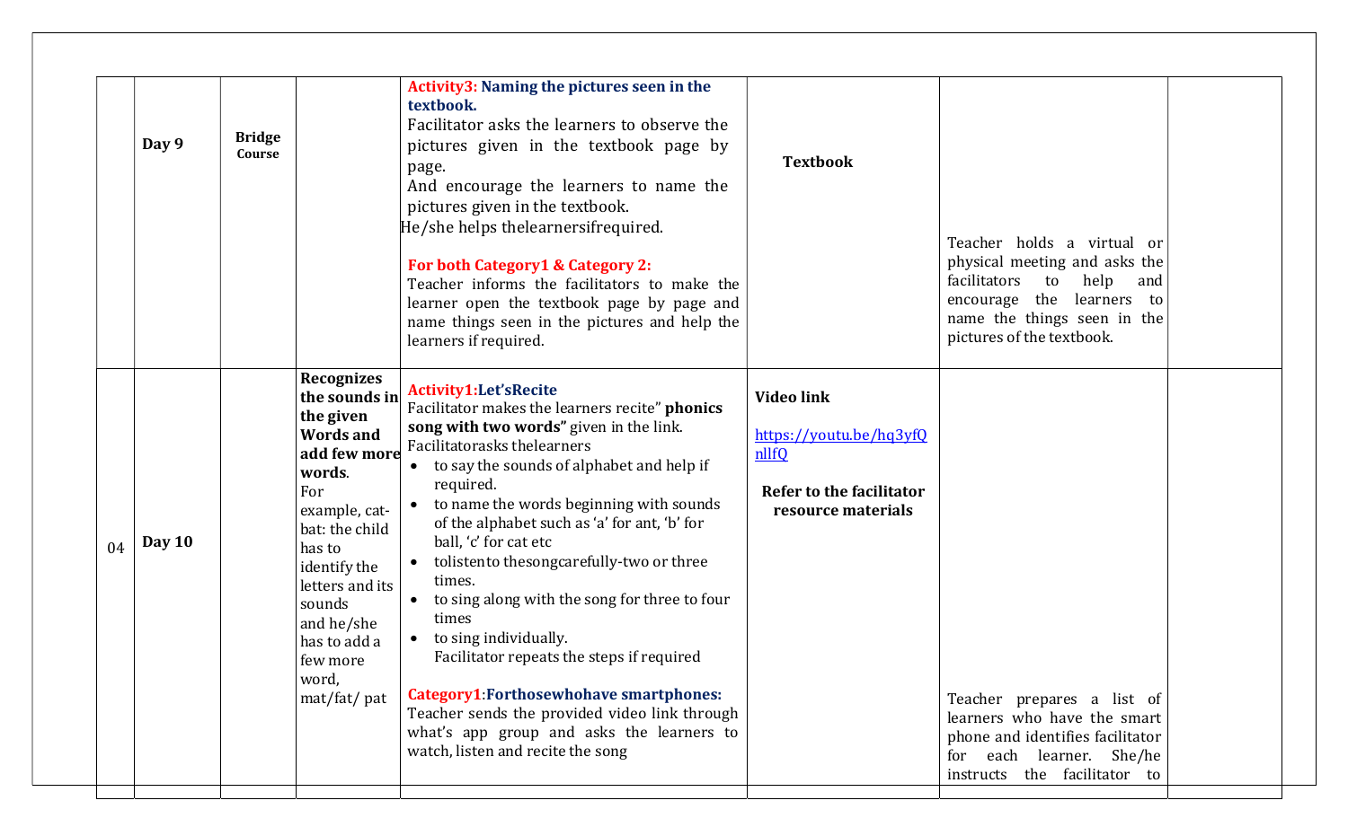| | | | | | | | |
|---|---|---|---|---|---|---|---|
| | **Day 9** | **Bridge Course** | | **Activity3: Naming the pictures seen in the textbook.**<br>Facilitator asks the learners to observe the pictures given in the textbook page by page.<br>And encourage the learners to name the pictures given in the textbook.<br>He/she helps thelearnersifrequired.<br><br>**For both Category1 & Category 2:**<br>Teacher informs the facilitators to make the learner open the textbook page by page and name things seen in the pictures and help the learners if required. | **Textbook** | Teacher holds a virtual or physical meeting and asks the facilitators to help and encourage the learners to name the things seen in the pictures of the textbook. | |
| 04 | **Day 10** | | **Recognizes the sounds in the given Words and add few more words**.<br>For example, cat-bat: the child has to identify the letters and its sounds and he/she has to add a few more word, mat/fat/ pat | **Activity1:Let'sRecite**<br>Facilitator makes the learners recite" **phonics song with two words"** given in the link.<br>Facilitatorasks thelearners<br>• to say the sounds of alphabet and help if required.<br>• to name the words beginning with sounds of the alphabet such as 'a' for ant, 'b' for ball, 'c' for cat etc<br>• tolistento thesongcarefully-two or three times.<br>• to sing along with the song for three to four times<br>• to sing individually.<br>Facilitator repeats the steps if required<br><br>**Category1:Forthosewhohave smartphones:**<br>Teacher sends the provided video link through what's app group and asks the learners to watch, listen and recite the song | **Video link**<br><br>https://youtu.be/hq3yfQnllfQ<br><br>**Refer to the facilitator resource materials** | Teacher prepares a list of learners who have the smart phone and identifies facilitator for each learner. She/he instructs the facilitator to | |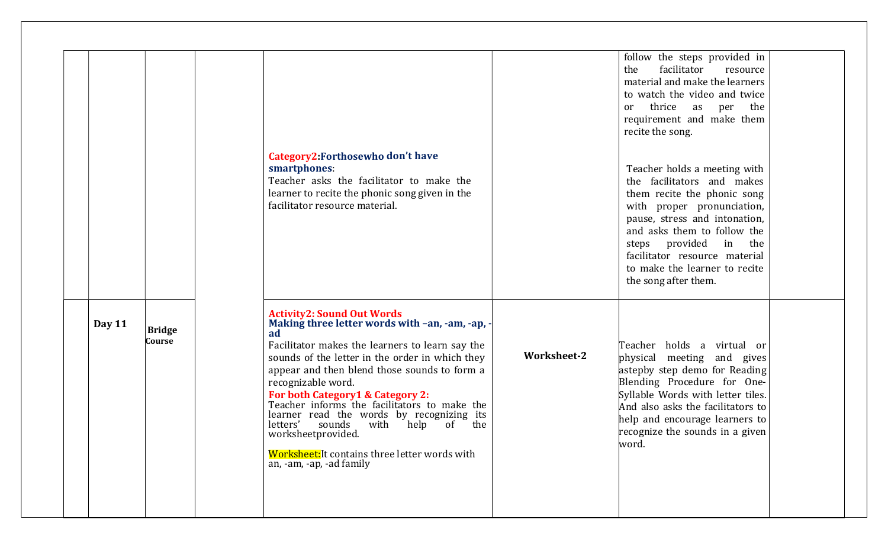| | | | | | | | |
|---|---|---|---|---|---|---|---|
| | | | | **Category2:Forthosewho don't have smartphones**: Teacher asks the facilitator to make the learner to recite the phonic song given in the facilitator resource material. | | follow the steps provided in the facilitator resource material and make the learners to watch the video and twice or thrice as per the requirement and make them recite the song.<br><br>Teacher holds a meeting with the facilitators and makes them recite the phonic song with proper pronunciation, pause, stress and intonation, and asks them to follow the steps provided in the facilitator resource material to make the learner to recite the song after them. | |
| | **Day 11** | **Bridge Course** | | **Activity2: Sound Out Words**<br>**Making three letter words with –an, -am, -ap, -ad**<br>Facilitator makes the learners to learn say the sounds of the letter in the order in which they appear and then blend those sounds to form a recognizable word.<br>**For both Category1 & Category 2:**<br>Teacher informs the facilitators to make the learner read the words by recognizing its letters' sounds with help of the worksheetprovided.<br><br>Worksheet:It contains three letter words with an, -am, -ap, -ad family | **Worksheet-2** | Teacher holds a virtual or physical meeting and gives astepby step demo for Reading Blending Procedure for One-Syllable Words with letter tiles. And also asks the facilitators to help and encourage learners to recognize the sounds in a given word. | |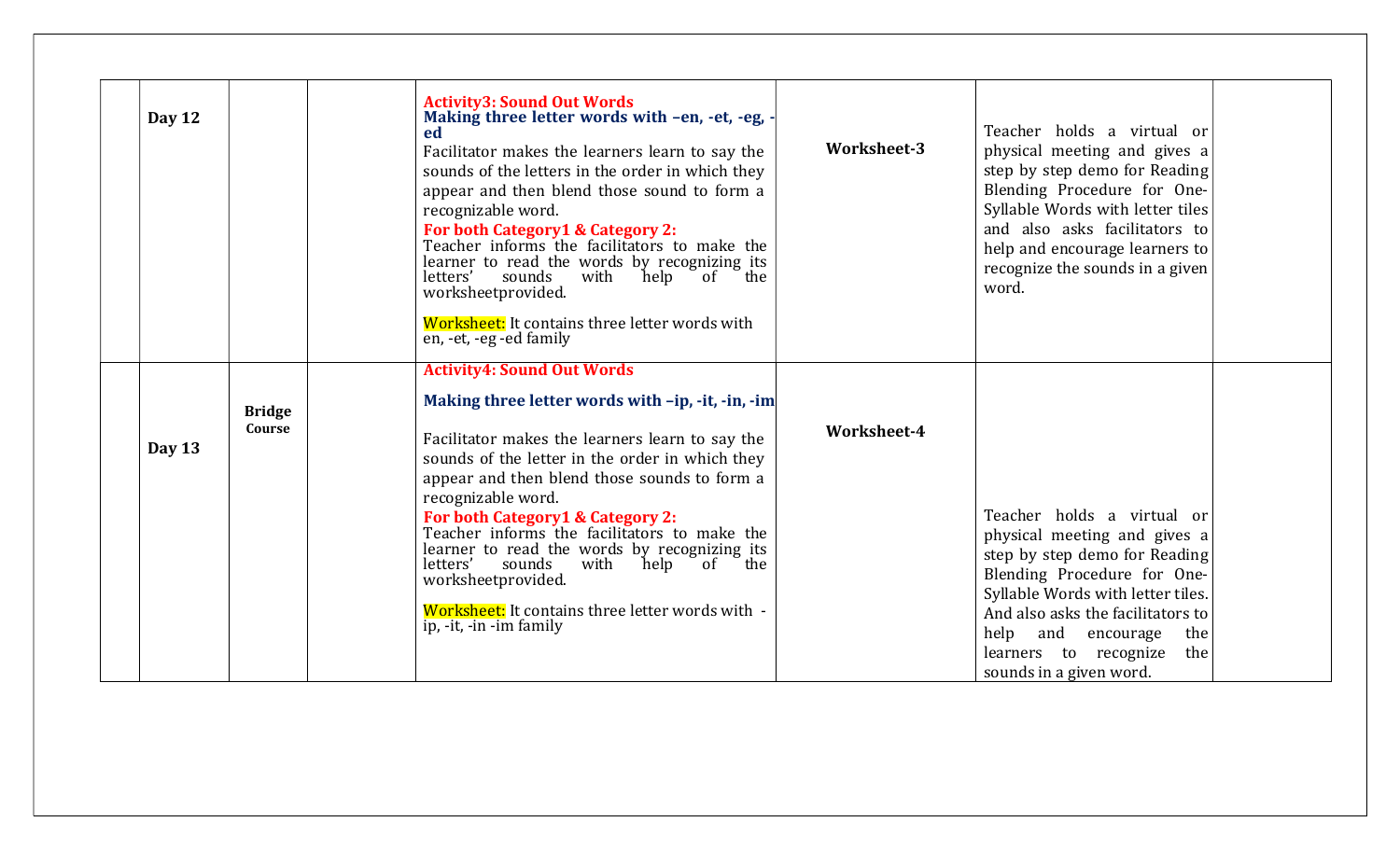| | | | | | | | |
|---|---|---|---|---|---|---|---|
| | **Day 12** | | | **Activity3: Sound Out Words**<br>**Making three letter words with –en, -et, -eg, -ed**<br>Facilitator makes the learners learn to say the sounds of the letters in the order in which they appear and then blend those sound to form a recognizable word.<br>**For both Category1 & Category 2:**<br>Teacher informs the facilitators to make the learner to read the words by recognizing its letters' sounds with help of the worksheetprovided.<br>Worksheet: It contains three letter words with en, -et, -eg -ed family | **Worksheet-3** | Teacher holds a virtual or physical meeting and gives a step by step demo for Reading Blending Procedure for One-Syllable Words with letter tiles and also asks facilitators to help and encourage learners to recognize the sounds in a given word. | |
| | **Day 13** | **Bridge Course** | | **Activity4: Sound Out Words**<br>**Making three letter words with –ip, -it, -in, -im**<br>Facilitator makes the learners learn to say the sounds of the letter in the order in which they appear and then blend those sounds to form a recognizable word.<br>**For both Category1 & Category 2:**<br>Teacher informs the facilitators to make the learner to read the words by recognizing its letters' sounds with help of the worksheetprovided.<br>Worksheet: It contains three letter words with -ip, -it, -in -im family | **Worksheet-4** | Teacher holds a virtual or physical meeting and gives a step by step demo for Reading Blending Procedure for One-Syllable Words with letter tiles. And also asks the facilitators to help and encourage the learners to recognize the sounds in a given word. | |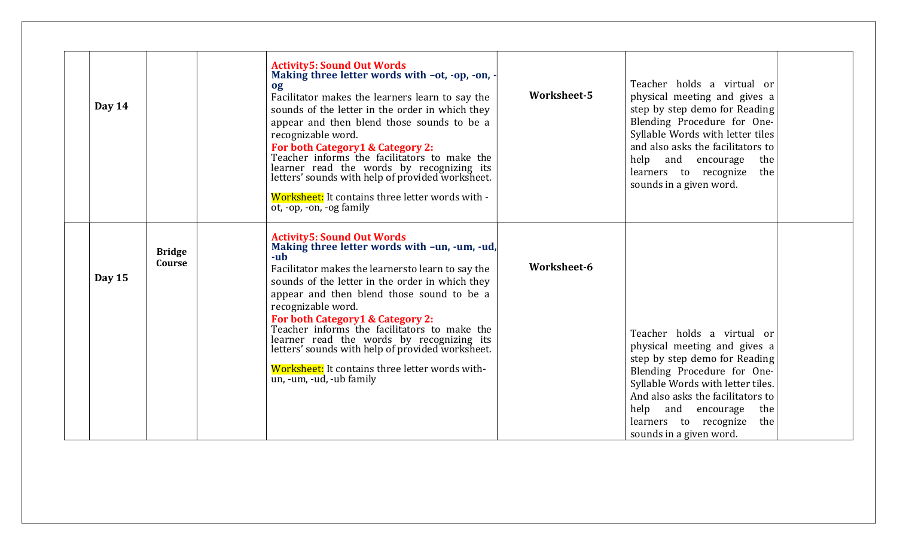| | | | | | | | |
|---|---|---|---|---|---|---|---|
| | **Day 14** | | | **Activity5: Sound Out Words** **Making three letter words with –ot, -op, -on, -og** Facilitator makes the learners learn to say the sounds of the letter in the order in which they appear and then blend those sounds to be a recognizable word. **For both Category1 & Category 2:** Teacher informs the facilitators to make the learner read the words by recognizing its letters' sounds with help of provided worksheet. Worksheet: It contains three letter words with -ot, -op, -on, -og family | **Worksheet-5** | Teacher holds a virtual or physical meeting and gives a step by step demo for Reading Blending Procedure for One-Syllable Words with letter tiles and also asks the facilitators to help and encourage the learners to recognize the sounds in a given word. | |
| | **Day 15** | **Bridge Course** | | **Activity5: Sound Out Words** **Making three letter words with –un, -um, -ud, -ub** Facilitator makes the learnersto learn to say the sounds of the letter in the order in which they appear and then blend those sound to be a recognizable word. **For both Category1 & Category 2:** Teacher informs the facilitators to make the learner read the words by recognizing its letters' sounds with help of provided worksheet. Worksheet: It contains three letter words with-un, -um, -ud, -ub family | **Worksheet-6** | Teacher holds a virtual or physical meeting and gives a step by step demo for Reading Blending Procedure for One-Syllable Words with letter tiles. And also asks the facilitators to help and encourage the learners to recognize the sounds in a given word. | |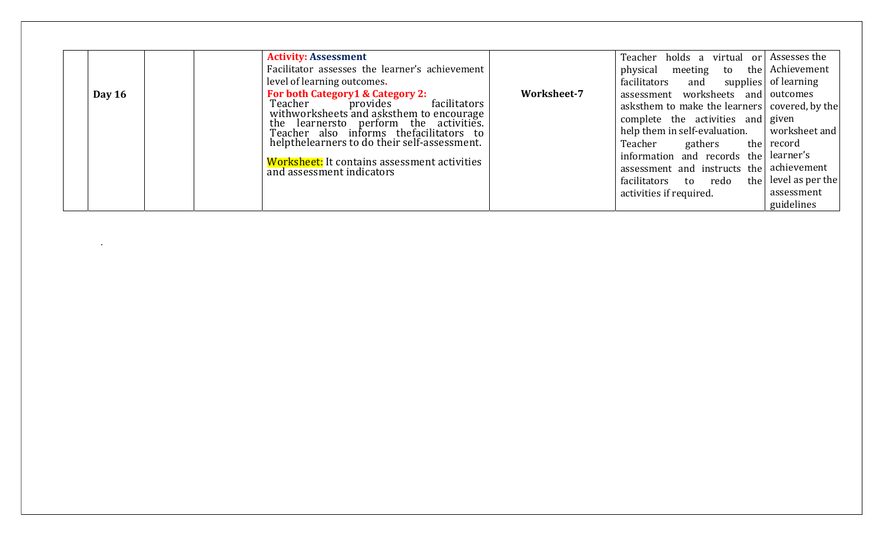| | | | | | | | |
|---|---|---|---|---|---|---|---|
| | **Day 16** | | | **Activity: Assessment**<br>Facilitator assesses the learner's achievement level of learning outcomes.<br>**For both Category1 & Category 2:**<br>Teacher provides facilitators withworksheets and asksthem to encourage the learnersto perform the activities. Teacher also informs thefacilitators to helpthelearners to do their self-assessment.<br><br>Worksheet: It contains assessment activities and assessment indicators | **Worksheet-7** | Teacher holds a virtual or physical meeting to the facilitators and supplies assessment worksheets and asksthem to make the learners complete the activities and help them in self-evaluation.<br>Teacher gathers the information and records the assessment and instructs the facilitators to redo the activities if required. | Assesses the Achievement of learning outcomes covered, by the given worksheet and record learner's achievement level as per the assessment guidelines |

.